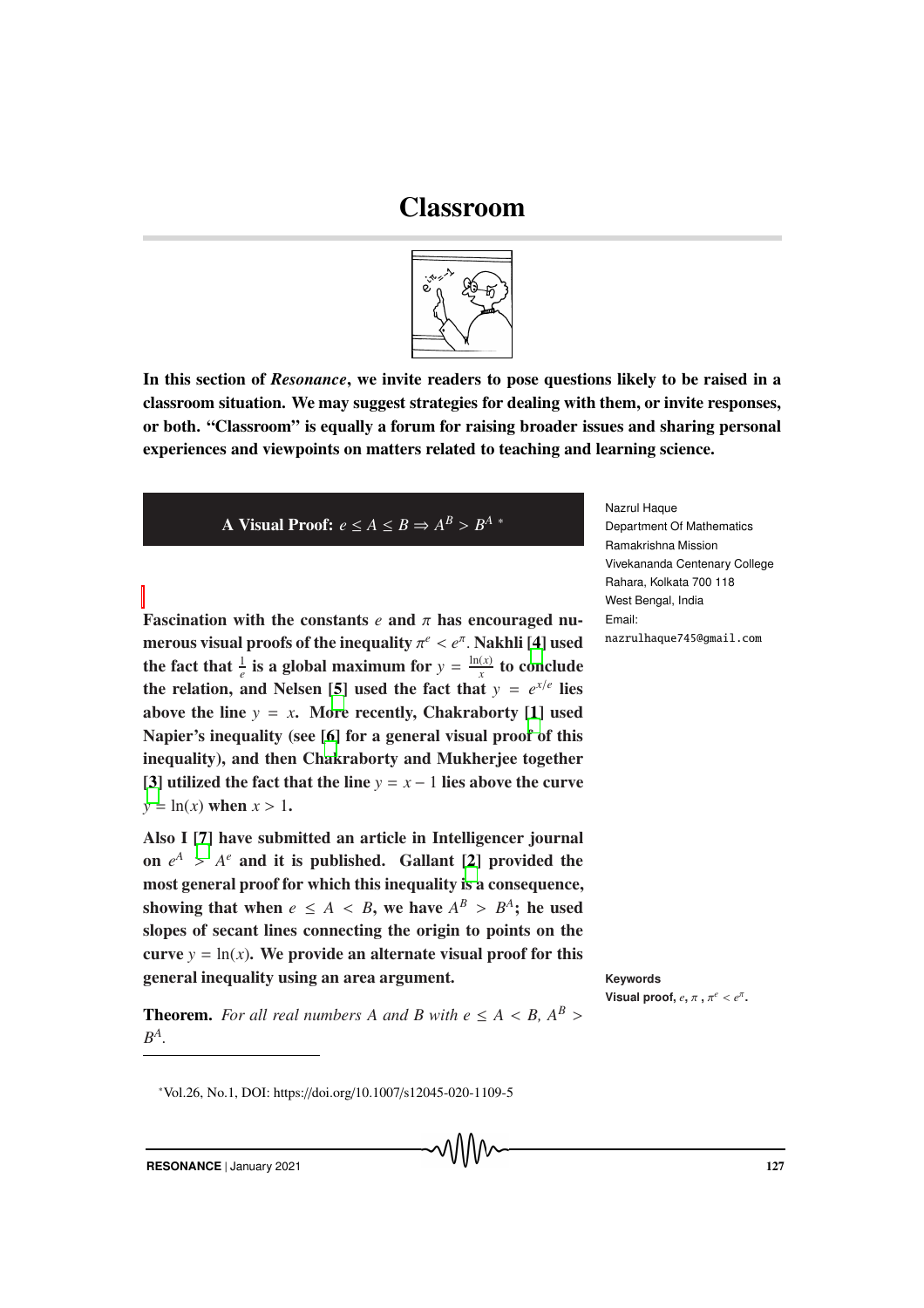# Classroom

In this section of *Resonance*, we invite readers to pose questions likely to be raised in a classroom situation. We may suggest strategies for dealing with them, or invite responses, or both. "Classroom" is equally a forum for raising broader issues and sharing personal experiences and viewpoints on matters related to teaching and learning science.

## A Visual Proof: $e \leq A \leq B \Rightarrow A^B > B^A$ *

Nazrul Haque
Department Of Mathematics
Ramakrishna Mission
Vivekananda Centenary College
Rahara, Kolkata 700 118
West Bengal, India
Email:
nazrulhaque745@gmail.com

**Fascination with the constants $e$ and $\pi$ has encouraged numerous visual proofs of the inequality $\pi^e < e^\pi$. Nakhli [4] used the fact that $\frac{1}{e}$ is a global maximum for $y = \frac{\ln(x)}{x}$ to conclude the relation, and Nelsen [5] used the fact that $y = e^{x/e}$ lies above the line $y = x$. More recently, Chakraborty [1] used Napier's inequality (see [6] for a general visual proof of this inequality), and then Chakraborty and Mukherjee together [3] utilized the fact that the line $y = x - 1$ lies above the curve $y = \ln(x)$ when $x > 1$.**

**Also I [7] have submitted an article in Intelligencer journal on $e^A > A^e$ and it is published. Gallant [2] provided the most general proof for which this inequality is a consequence, showing that when $e \leq A < B$, we have $A^B > B^A$; he used slopes of secant lines connecting the origin to points on the curve $y = \ln(x)$. We provide an alternate visual proof for this general inequality using an area argument.**

**Keywords**
Visual proof, $e$, $\pi$ , $\pi^e < e^\pi$.

**Theorem.** *For all real numbers A and B with $e \leq A < B$, $A^B > B^A$.*

*Vol.26, No.1, DOI: https://doi.org/10.1007/s12045-020-1109-5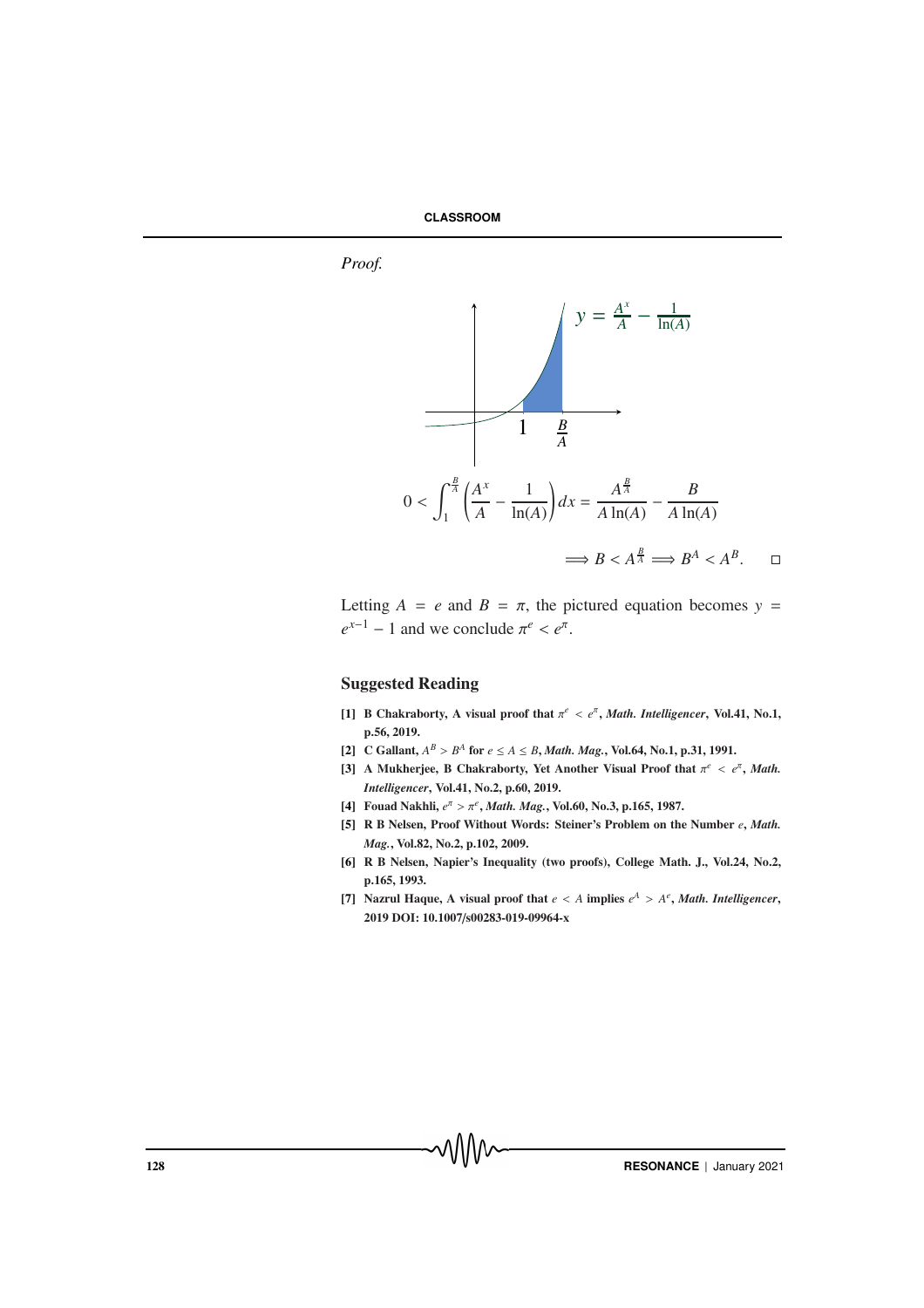*Proof.*

$y = \frac{A^x}{A} - \frac{1}{\ln(A)}$

1 $\frac{B}{A}$

$$0 < \int_1^{\frac{B}{A}} \left( \frac{A^x}{A} - \frac{1}{\ln(A)} \right) dx = \frac{A^{\frac{B}{A}}}{A \ln(A)} - \frac{B}{A \ln(A)}$$

$$\implies B < A^{\frac{B}{A}} \implies B^A < A^B. \qquad \square$$

Letting $A = e$ and $B = \pi$, the pictured equation becomes $y = e^{x-1} - 1$ and we conclude $\pi^e < e^\pi$.

## Suggested Reading

**[1]** **B Chakraborty, A visual proof that $\pi^e < e^\pi$, *Math. Intelligencer*, Vol.41, No.1, p.56, 2019.**

**[2]** **C Gallant, $A^B > B^A$ for $e \le A \le B$, *Math. Mag.*, Vol.64, No.1, p.31, 1991.**

**[3]** **A Mukherjee, B Chakraborty, Yet Another Visual Proof that $\pi^e < e^\pi$, *Math. Intelligencer*, Vol.41, No.2, p.60, 2019.**

**[4]** **Fouad Nakhli, $e^\pi > \pi^e$, *Math. Mag.*, Vol.60, No.3, p.165, 1987.**

**[5]** **R B Nelsen, Proof Without Words: Steiner's Problem on the Number $e$, *Math. Mag.*, Vol.82, No.2, p.102, 2009.**

**[6]** **R B Nelsen, Napier's Inequality (two proofs), College Math. J., Vol.24, No.2, p.165, 1993.**

**[7]** **Nazrul Haque, A visual proof that $e < A$ implies $e^A > A^e$, *Math. Intelligencer*, 2019 DOI: 10.1007/s00283-019-09964-x**